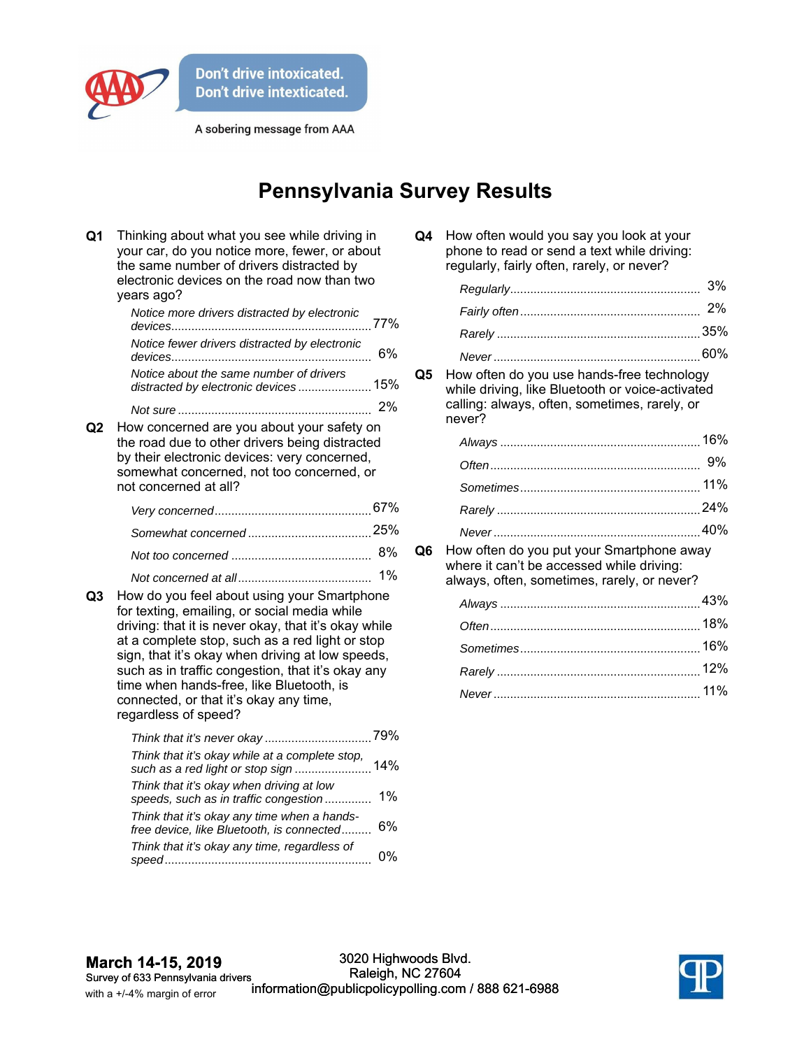Don't drive intoxicated.
Don't drive intexticated.

A sobering message from AAA

# Pennsylvania Survey Results

**Q1** Thinking about what you see while driving in your car, do you notice more, fewer, or about the same number of drivers distracted by electronic devices on the road now than two years ago?

| | |
|---|---|
| *Notice more drivers distracted by electronic devices* | 77% |
| *Notice fewer drivers distracted by electronic devices* | 6% |
| *Notice about the same number of drivers distracted by electronic devices* | 15% |
| *Not sure* | 2% |

**Q2** How concerned are you about your safety on the road due to other drivers being distracted by their electronic devices: very concerned, somewhat concerned, not too concerned, or not concerned at all?

| | |
|---|---|
| *Very concerned* | 67% |
| *Somewhat concerned* | 25% |
| *Not too concerned* | 8% |
| *Not concerned at all* | 1% |

**Q3** How do you feel about using your Smartphone for texting, emailing, or social media while driving: that it is never okay, that it's okay while at a complete stop, such as a red light or stop sign, that it's okay when driving at low speeds, such as in traffic congestion, that it's okay any time when hands-free, like Bluetooth, is connected, or that it's okay any time, regardless of speed?

| | |
|---|---|
| *Think that it's never okay* | 79% |
| *Think that it's okay while at a complete stop, such as a red light or stop sign* | 14% |
| *Think that it's okay when driving at low speeds, such as in traffic congestion* | 1% |
| *Think that it's okay any time when a hands-free device, like Bluetooth, is connected* | 6% |
| *Think that it's okay any time, regardless of speed* | 0% |

**Q4** How often would you say you look at your phone to read or send a text while driving: regularly, fairly often, rarely, or never?

| | |
|---|---|
| *Regularly* | 3% |
| *Fairly often* | 2% |
| *Rarely* | 35% |
| *Never* | 60% |

**Q5** How often do you use hands-free technology while driving, like Bluetooth or voice-activated calling: always, often, sometimes, rarely, or never?

| | |
|---|---|
| *Always* | 16% |
| *Often* | 9% |
| *Sometimes* | 11% |
| *Rarely* | 24% |
| *Never* | 40% |

**Q6** How often do you put your Smartphone away where it can't be accessed while driving: always, often, sometimes, rarely, or never?

| | |
|---|---|
| *Always* | 43% |
| *Often* | 18% |
| *Sometimes* | 16% |
| *Rarely* | 12% |
| *Never* | 11% |

**March 14-15, 2019**
Survey of 633 Pennsylvania drivers
with a +/-4% margin of error

3020 Highwoods Blvd.
Raleigh, NC 27604
information@publicpolicypolling.com / 888 621-6988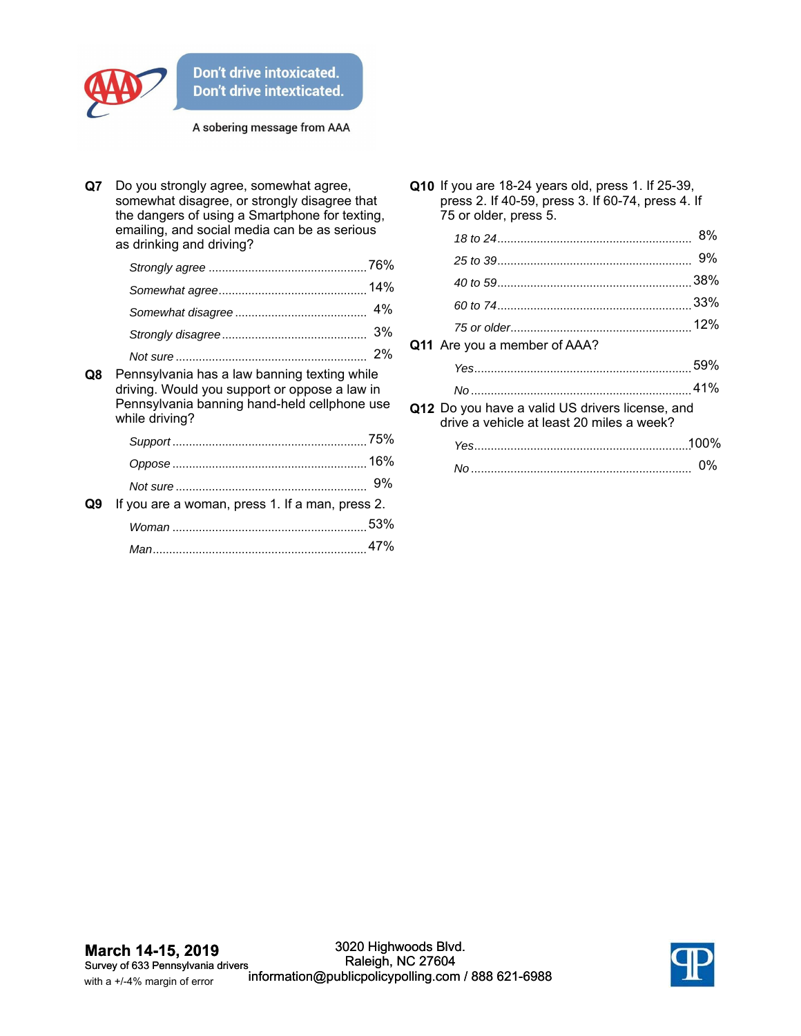Don't drive intoxicated.
Don't drive intexticated.

A sobering message from AAA

**Q7** Do you strongly agree, somewhat agree, somewhat disagree, or strongly disagree that the dangers of using a Smartphone for texting, emailing, and social media can be as serious as drinking and driving?

| | |
|---|---|
| *Strongly agree* | 76% |
| *Somewhat agree* | 14% |
| *Somewhat disagree* | 4% |
| *Strongly disagree* | 3% |
| *Not sure* | 2% |

**Q8** Pennsylvania has a law banning texting while driving. Would you support or oppose a law in Pennsylvania banning hand-held cellphone use while driving?

| | |
|---|---|
| *Support* | 75% |
| *Oppose* | 16% |
| *Not sure* | 9% |

**Q9** If you are a woman, press 1. If a man, press 2.

| | |
|---|---|
| *Woman* | 53% |
| *Man* | 47% |

**Q10** If you are 18-24 years old, press 1. If 25-39, press 2. If 40-59, press 3. If 60-74, press 4. If 75 or older, press 5.

| | |
|---|---|
| *18 to 24* | 8% |
| *25 to 39* | 9% |
| *40 to 59* | 38% |
| *60 to 74* | 33% |
| *75 or older* | 12% |

**Q11** Are you a member of AAA?

| | |
|---|---|
| *Yes* | 59% |
| *No* | 41% |

**Q12** Do you have a valid US drivers license, and drive a vehicle at least 20 miles a week?

| | |
|---|---|
| *Yes* | 100% |
| *No* | 0% |

**March 14-15, 2019**
Survey of 633 Pennsylvania drivers
with a +/-4% margin of error

3020 Highwoods Blvd.
Raleigh, NC 27604
information@publicpolicypolling.com / 888 621-6988